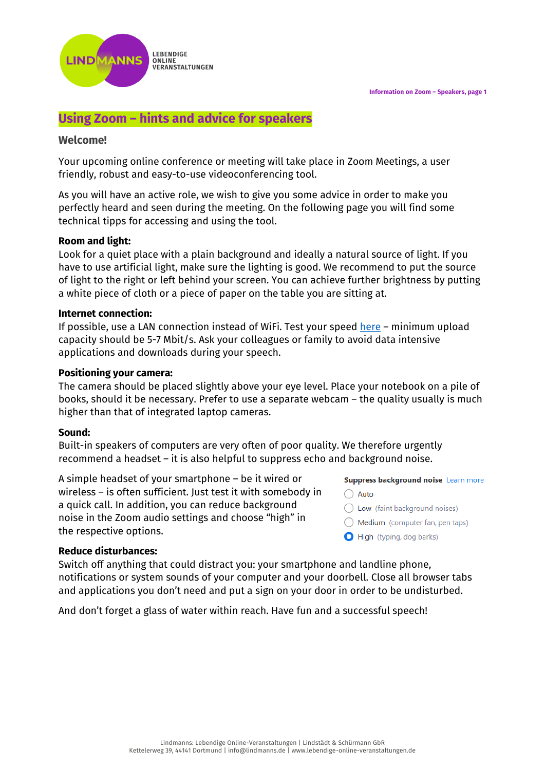LINDMANNS LEBENDIGE ONLINE VERANSTALTUNGEN

# Using Zoom – hints and advice for speakers

## Welcome!

Your upcoming online conference or meeting will take place in Zoom Meetings, a user friendly, robust and easy-to-use videoconferencing tool.

As you will have an active role, we wish to give you some advice in order to make you perfectly heard and seen during the meeting. On the following page you will find some technical tipps for accessing and using the tool.

**Room and light:**
Look for a quiet place with a plain background and ideally a natural source of light. If you have to use artificial light, make sure the lighting is good. We recommend to put the source of light to the right or left behind your screen. You can achieve further brightness by putting a white piece of cloth or a piece of paper on the table you are sitting at.

**Internet connection:**
If possible, use a LAN connection instead of WiFi. Test your speed here – minimum upload capacity should be 5-7 Mbit/s. Ask your colleagues or family to avoid data intensive applications and downloads during your speech.

**Positioning your camera:**
The camera should be placed slightly above your eye level. Place your notebook on a pile of books, should it be necessary. Prefer to use a separate webcam – the quality usually is much higher than that of integrated laptop cameras.

**Sound:**
Built-in speakers of computers are very often of poor quality. We therefore urgently recommend a headset – it is also helpful to suppress echo and background noise.

A simple headset of your smartphone – be it wired or wireless – is often sufficient. Just test it with somebody in a quick call. In addition, you can reduce background noise in the Zoom audio settings and choose "high" in the respective options.

**Suppress background noise** Learn more
- ○ Auto
- ○ Low (faint background noises)
- ○ Medium (computer fan, pen taps)
- ● High (typing, dog barks)

**Reduce disturbances:**
Switch off anything that could distract you: your smartphone and landline phone, notifications or system sounds of your computer and your doorbell. Close all browser tabs and applications you don't need and put a sign on your door in order to be undisturbed.

And don't forget a glass of water within reach. Have fun and a successful speech!

Lindmanns: Lebendige Online-Veranstaltungen | Lindstädt & Schürmann GbR
Kettelerweg 39, 44141 Dortmund | info@lindmanns.de | www.lebendige-online-veranstaltungen.de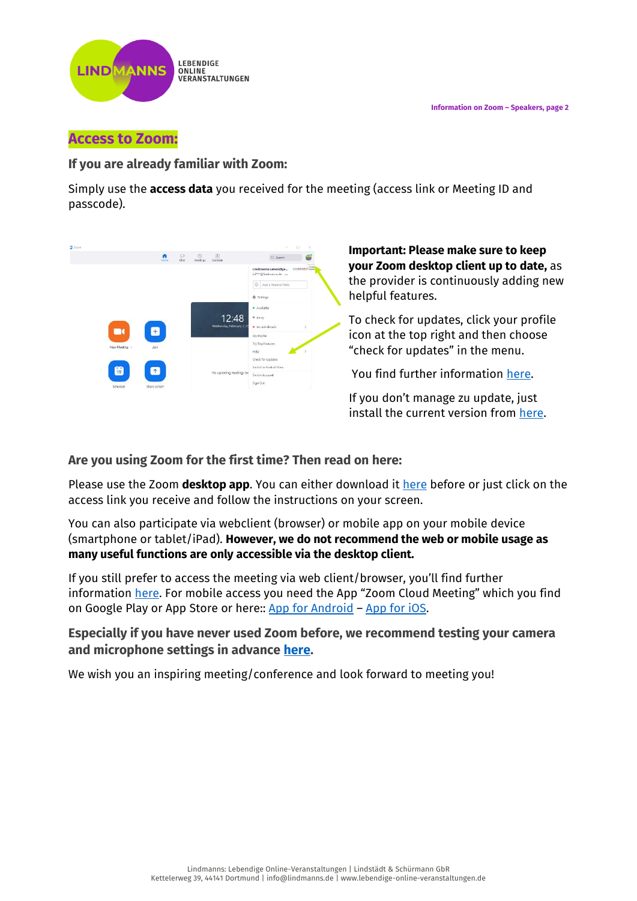## Access to Zoom:

### If you are already familiar with Zoom:

Simply use the **access data** you received for the meeting (access link or Meeting ID and passcode).

**Important: Please make sure to keep your Zoom desktop client up to date,** as the provider is continuously adding new helpful features.

To check for updates, click your profile icon at the top right and then choose "check for updates" in the menu.

You find further information here.

If you don't manage zu update, just install the current version from here.

### Are you using Zoom for the first time? Then read on here:

Please use the Zoom **desktop app**. You can either download it here before or just click on the access link you receive and follow the instructions on your screen.

You can also participate via webclient (browser) or mobile app on your mobile device (smartphone or tablet/iPad). **However, we do not recommend the web or mobile usage as many useful functions are only accessible via the desktop client.**

If you still prefer to access the meeting via web client/browser, you'll find further information here. For mobile access you need the App "Zoom Cloud Meeting" which you find on Google Play or App Store or here:: App for Android – App for iOS.

**Especially if you have never used Zoom before, we recommend testing your camera and microphone settings in advance here.**

We wish you an inspiring meeting/conference and look forward to meeting you!